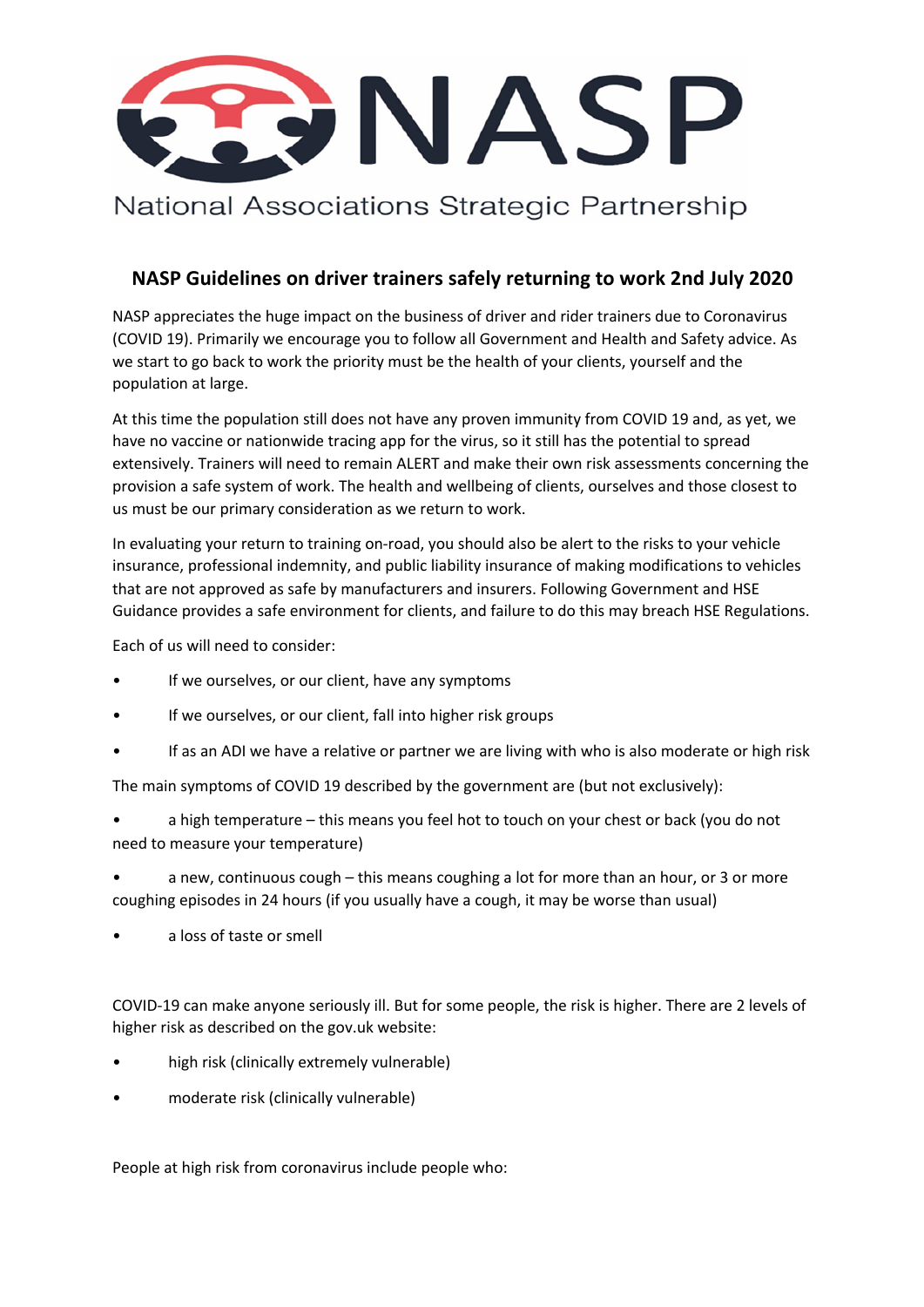NASP

National Associations Strategic Partnership

## NASP Guidelines on driver trainers safely returning to work 2nd July 2020

NASP appreciates the huge impact on the business of driver and rider trainers due to Coronavirus (COVID 19). Primarily we encourage you to follow all Government and Health and Safety advice. As we start to go back to work the priority must be the health of your clients, yourself and the population at large.

At this time the population still does not have any proven immunity from COVID 19 and, as yet, we have no vaccine or nationwide tracing app for the virus, so it still has the potential to spread extensively. Trainers will need to remain ALERT and make their own risk assessments concerning the provision a safe system of work. The health and wellbeing of clients, ourselves and those closest to us must be our primary consideration as we return to work.

In evaluating your return to training on-road, you should also be alert to the risks to your vehicle insurance, professional indemnity, and public liability insurance of making modifications to vehicles that are not approved as safe by manufacturers and insurers. Following Government and HSE Guidance provides a safe environment for clients, and failure to do this may breach HSE Regulations.

Each of us will need to consider:

- If we ourselves, or our client, have any symptoms
- If we ourselves, or our client, fall into higher risk groups
- If as an ADI we have a relative or partner we are living with who is also moderate or high risk

The main symptoms of COVID 19 described by the government are (but not exclusively):

- a high temperature – this means you feel hot to touch on your chest or back (you do not need to measure your temperature)
- a new, continuous cough – this means coughing a lot for more than an hour, or 3 or more coughing episodes in 24 hours (if you usually have a cough, it may be worse than usual)
- a loss of taste or smell

COVID-19 can make anyone seriously ill. But for some people, the risk is higher. There are 2 levels of higher risk as described on the gov.uk website:

- high risk (clinically extremely vulnerable)
- moderate risk (clinically vulnerable)

People at high risk from coronavirus include people who: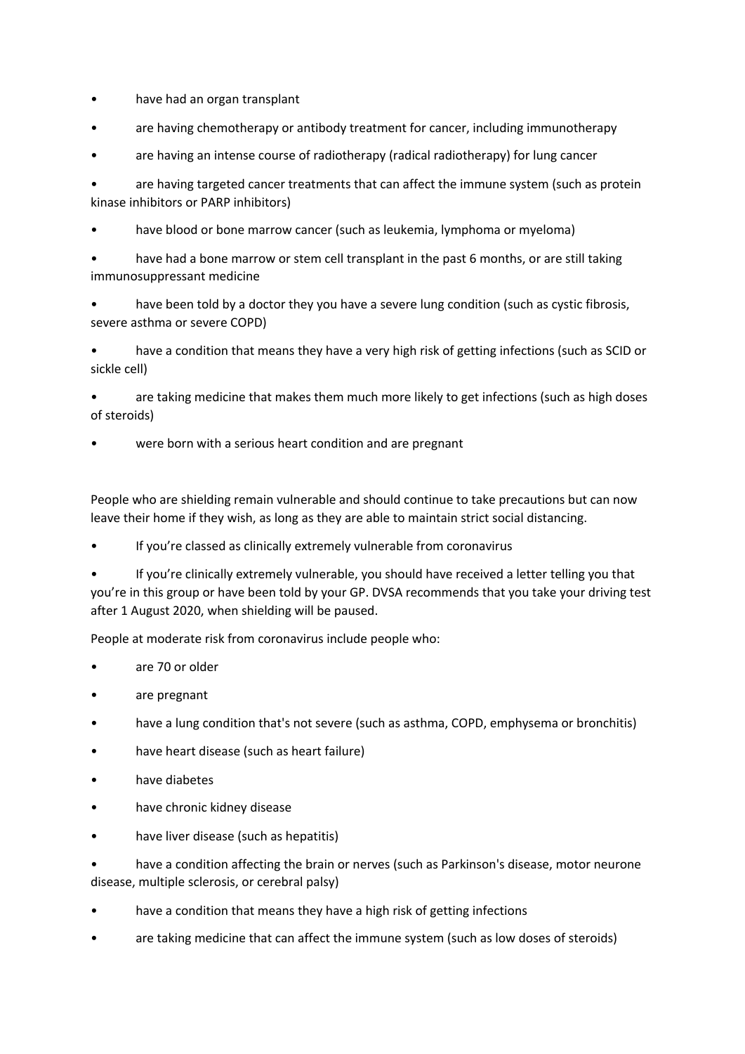- have had an organ transplant
- are having chemotherapy or antibody treatment for cancer, including immunotherapy
- are having an intense course of radiotherapy (radical radiotherapy) for lung cancer
- are having targeted cancer treatments that can affect the immune system (such as protein kinase inhibitors or PARP inhibitors)
- have blood or bone marrow cancer (such as leukemia, lymphoma or myeloma)
- have had a bone marrow or stem cell transplant in the past 6 months, or are still taking immunosuppressant medicine
- have been told by a doctor they you have a severe lung condition (such as cystic fibrosis, severe asthma or severe COPD)
- have a condition that means they have a very high risk of getting infections (such as SCID or sickle cell)
- are taking medicine that makes them much more likely to get infections (such as high doses of steroids)
- were born with a serious heart condition and are pregnant

People who are shielding remain vulnerable and should continue to take precautions but can now leave their home if they wish, as long as they are able to maintain strict social distancing.

- If you're classed as clinically extremely vulnerable from coronavirus
- If you're clinically extremely vulnerable, you should have received a letter telling you that you're in this group or have been told by your GP. DVSA recommends that you take your driving test after 1 August 2020, when shielding will be paused.

People at moderate risk from coronavirus include people who:

- are 70 or older
- are pregnant
- have a lung condition that's not severe (such as asthma, COPD, emphysema or bronchitis)
- have heart disease (such as heart failure)
- have diabetes
- have chronic kidney disease
- have liver disease (such as hepatitis)
- have a condition affecting the brain or nerves (such as Parkinson's disease, motor neurone disease, multiple sclerosis, or cerebral palsy)
- have a condition that means they have a high risk of getting infections
- are taking medicine that can affect the immune system (such as low doses of steroids)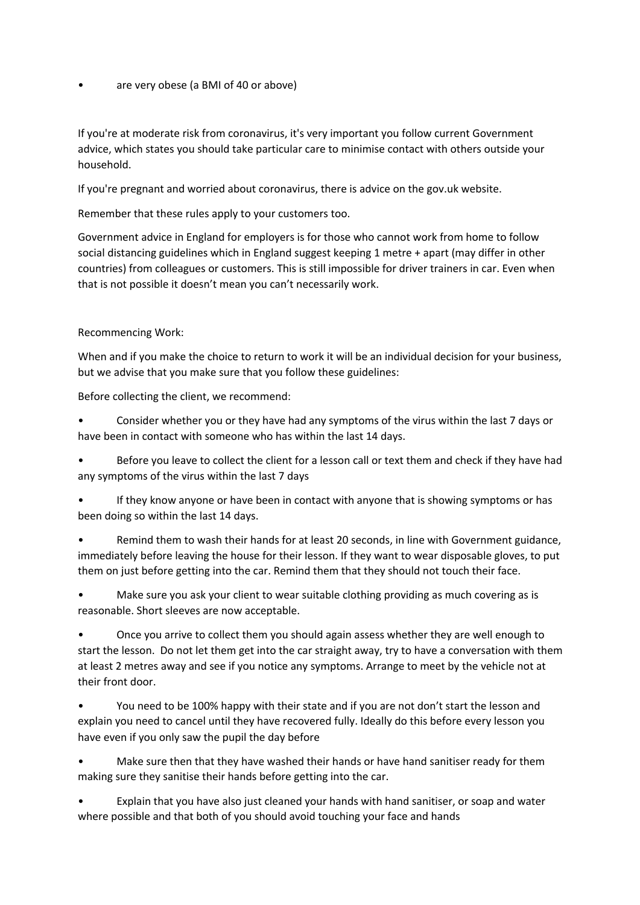- are very obese (a BMI of 40 or above)

If you're at moderate risk from coronavirus, it's very important you follow current Government advice, which states you should take particular care to minimise contact with others outside your household.

If you're pregnant and worried about coronavirus, there is advice on the gov.uk website.

Remember that these rules apply to your customers too.

Government advice in England for employers is for those who cannot work from home to follow social distancing guidelines which in England suggest keeping 1 metre + apart (may differ in other countries) from colleagues or customers. This is still impossible for driver trainers in car. Even when that is not possible it doesn't mean you can't necessarily work.

Recommencing Work:

When and if you make the choice to return to work it will be an individual decision for your business, but we advise that you make sure that you follow these guidelines:

Before collecting the client, we recommend:

- Consider whether you or they have had any symptoms of the virus within the last 7 days or have been in contact with someone who has within the last 14 days.
- Before you leave to collect the client for a lesson call or text them and check if they have had any symptoms of the virus within the last 7 days
- If they know anyone or have been in contact with anyone that is showing symptoms or has been doing so within the last 14 days.
- Remind them to wash their hands for at least 20 seconds, in line with Government guidance, immediately before leaving the house for their lesson. If they want to wear disposable gloves, to put them on just before getting into the car. Remind them that they should not touch their face.
- Make sure you ask your client to wear suitable clothing providing as much covering as is reasonable. Short sleeves are now acceptable.
- Once you arrive to collect them you should again assess whether they are well enough to start the lesson. Do not let them get into the car straight away, try to have a conversation with them at least 2 metres away and see if you notice any symptoms. Arrange to meet by the vehicle not at their front door.
- You need to be 100% happy with their state and if you are not don't start the lesson and explain you need to cancel until they have recovered fully. Ideally do this before every lesson you have even if you only saw the pupil the day before
- Make sure then that they have washed their hands or have hand sanitiser ready for them making sure they sanitise their hands before getting into the car.
- Explain that you have also just cleaned your hands with hand sanitiser, or soap and water where possible and that both of you should avoid touching your face and hands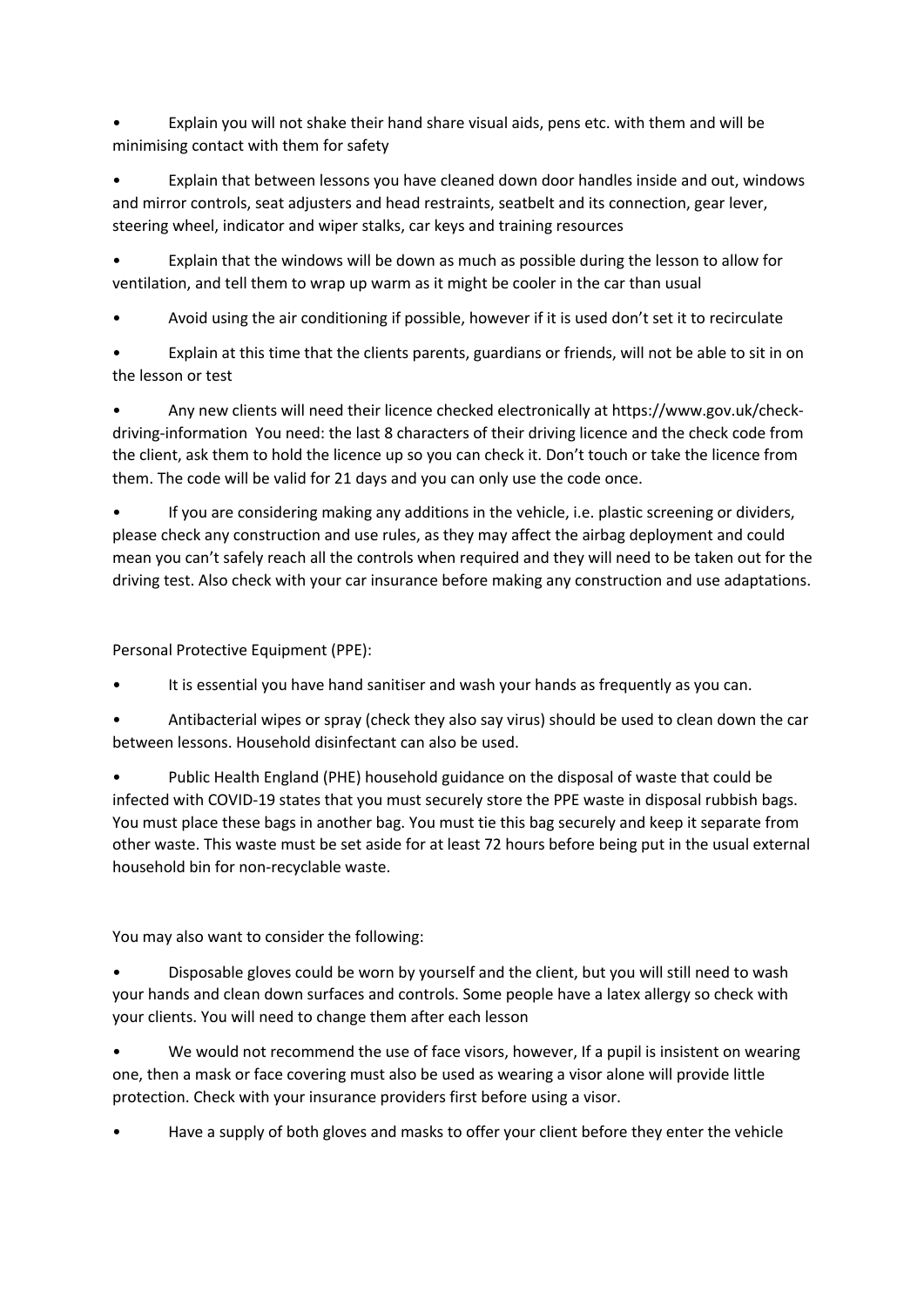- Explain you will not shake their hand share visual aids, pens etc. with them and will be minimising contact with them for safety

- Explain that between lessons you have cleaned down door handles inside and out, windows and mirror controls, seat adjusters and head restraints, seatbelt and its connection, gear lever, steering wheel, indicator and wiper stalks, car keys and training resources

- Explain that the windows will be down as much as possible during the lesson to allow for ventilation, and tell them to wrap up warm as it might be cooler in the car than usual

- Avoid using the air conditioning if possible, however if it is used don't set it to recirculate

- Explain at this time that the clients parents, guardians or friends, will not be able to sit in on the lesson or test

- Any new clients will need their licence checked electronically at https://www.gov.uk/check-driving-information You need: the last 8 characters of their driving licence and the check code from the client, ask them to hold the licence up so you can check it. Don't touch or take the licence from them. The code will be valid for 21 days and you can only use the code once.

- If you are considering making any additions in the vehicle, i.e. plastic screening or dividers, please check any construction and use rules, as they may affect the airbag deployment and could mean you can't safely reach all the controls when required and they will need to be taken out for the driving test. Also check with your car insurance before making any construction and use adaptations.

Personal Protective Equipment (PPE):

- It is essential you have hand sanitiser and wash your hands as frequently as you can.

- Antibacterial wipes or spray (check they also say virus) should be used to clean down the car between lessons. Household disinfectant can also be used.

- Public Health England (PHE) household guidance on the disposal of waste that could be infected with COVID-19 states that you must securely store the PPE waste in disposal rubbish bags. You must place these bags in another bag. You must tie this bag securely and keep it separate from other waste. This waste must be set aside for at least 72 hours before being put in the usual external household bin for non-recyclable waste.

You may also want to consider the following:

- Disposable gloves could be worn by yourself and the client, but you will still need to wash your hands and clean down surfaces and controls. Some people have a latex allergy so check with your clients. You will need to change them after each lesson

- We would not recommend the use of face visors, however, If a pupil is insistent on wearing one, then a mask or face covering must also be used as wearing a visor alone will provide little protection. Check with your insurance providers first before using a visor.

- Have a supply of both gloves and masks to offer your client before they enter the vehicle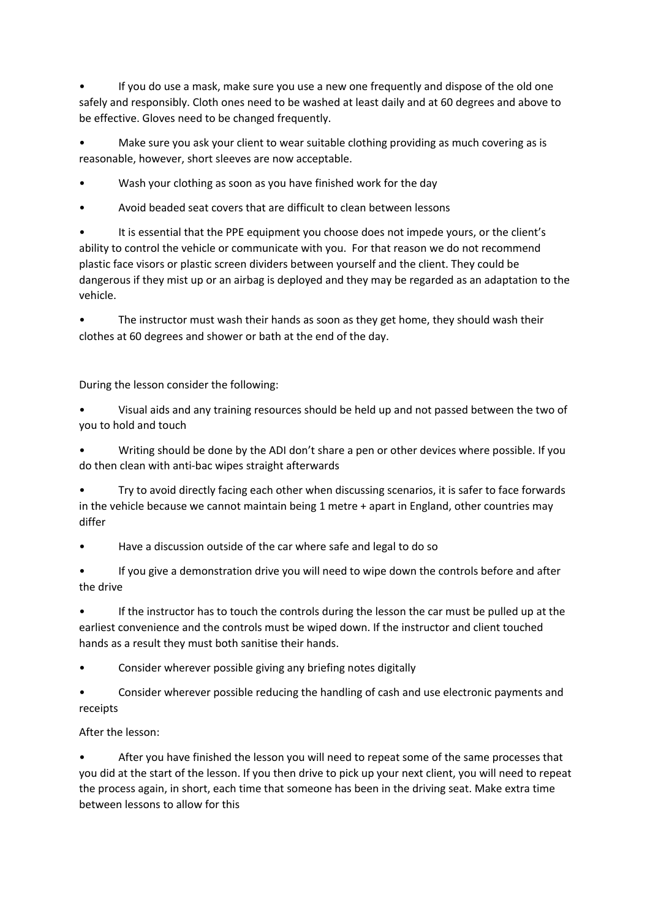- If you do use a mask, make sure you use a new one frequently and dispose of the old one safely and responsibly. Cloth ones need to be washed at least daily and at 60 degrees and above to be effective. Gloves need to be changed frequently.
- Make sure you ask your client to wear suitable clothing providing as much covering as is reasonable, however, short sleeves are now acceptable.
- Wash your clothing as soon as you have finished work for the day
- Avoid beaded seat covers that are difficult to clean between lessons
- It is essential that the PPE equipment you choose does not impede yours, or the client's ability to control the vehicle or communicate with you. For that reason we do not recommend plastic face visors or plastic screen dividers between yourself and the client. They could be dangerous if they mist up or an airbag is deployed and they may be regarded as an adaptation to the vehicle.
- The instructor must wash their hands as soon as they get home, they should wash their clothes at 60 degrees and shower or bath at the end of the day.

During the lesson consider the following:

- Visual aids and any training resources should be held up and not passed between the two of you to hold and touch
- Writing should be done by the ADI don't share a pen or other devices where possible. If you do then clean with anti-bac wipes straight afterwards
- Try to avoid directly facing each other when discussing scenarios, it is safer to face forwards in the vehicle because we cannot maintain being 1 metre + apart in England, other countries may differ
- Have a discussion outside of the car where safe and legal to do so
- If you give a demonstration drive you will need to wipe down the controls before and after the drive
- If the instructor has to touch the controls during the lesson the car must be pulled up at the earliest convenience and the controls must be wiped down. If the instructor and client touched hands as a result they must both sanitise their hands.
- Consider wherever possible giving any briefing notes digitally
- Consider wherever possible reducing the handling of cash and use electronic payments and receipts

After the lesson:

- After you have finished the lesson you will need to repeat some of the same processes that you did at the start of the lesson. If you then drive to pick up your next client, you will need to repeat the process again, in short, each time that someone has been in the driving seat. Make extra time between lessons to allow for this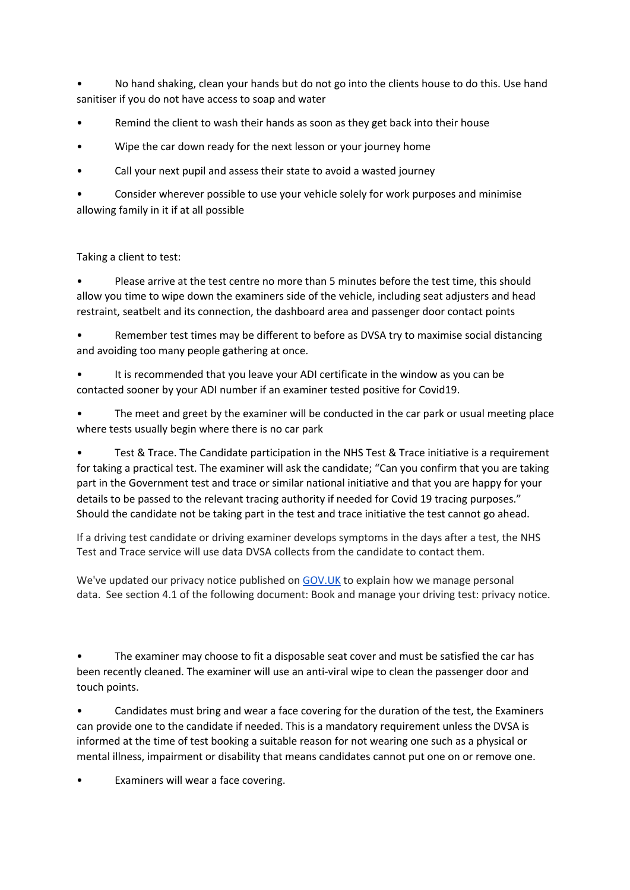- No hand shaking, clean your hands but do not go into the clients house to do this. Use hand sanitiser if you do not have access to soap and water
- Remind the client to wash their hands as soon as they get back into their house
- Wipe the car down ready for the next lesson or your journey home
- Call your next pupil and assess their state to avoid a wasted journey
- Consider wherever possible to use your vehicle solely for work purposes and minimise allowing family in it if at all possible

Taking a client to test:

- Please arrive at the test centre no more than 5 minutes before the test time, this should allow you time to wipe down the examiners side of the vehicle, including seat adjusters and head restraint, seatbelt and its connection, the dashboard area and passenger door contact points
- Remember test times may be different to before as DVSA try to maximise social distancing and avoiding too many people gathering at once.
- It is recommended that you leave your ADI certificate in the window as you can be contacted sooner by your ADI number if an examiner tested positive for Covid19.
- The meet and greet by the examiner will be conducted in the car park or usual meeting place where tests usually begin where there is no car park
- Test & Trace. The Candidate participation in the NHS Test & Trace initiative is a requirement for taking a practical test. The examiner will ask the candidate; "Can you confirm that you are taking part in the Government test and trace or similar national initiative and that you are happy for your details to be passed to the relevant tracing authority if needed for Covid 19 tracing purposes." Should the candidate not be taking part in the test and trace initiative the test cannot go ahead.

If a driving test candidate or driving examiner develops symptoms in the days after a test, the NHS Test and Trace service will use data DVSA collects from the candidate to contact them.

We've updated our privacy notice published on GOV.UK to explain how we manage personal data. See section 4.1 of the following document: Book and manage your driving test: privacy notice.

- The examiner may choose to fit a disposable seat cover and must be satisfied the car has been recently cleaned. The examiner will use an anti-viral wipe to clean the passenger door and touch points.
- Candidates must bring and wear a face covering for the duration of the test, the Examiners can provide one to the candidate if needed. This is a mandatory requirement unless the DVSA is informed at the time of test booking a suitable reason for not wearing one such as a physical or mental illness, impairment or disability that means candidates cannot put one on or remove one.
- Examiners will wear a face covering.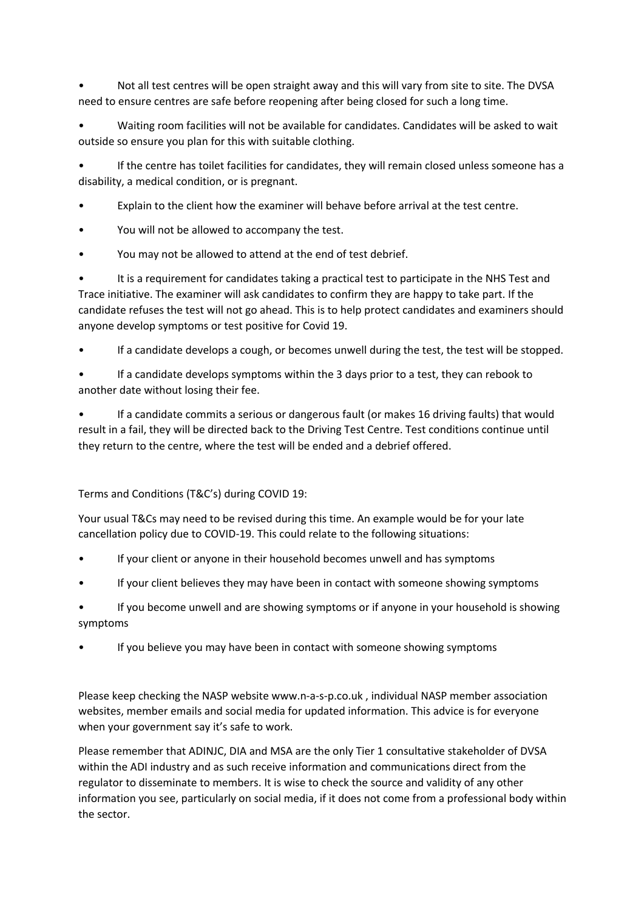- Not all test centres will be open straight away and this will vary from site to site. The DVSA need to ensure centres are safe before reopening after being closed for such a long time.
- Waiting room facilities will not be available for candidates. Candidates will be asked to wait outside so ensure you plan for this with suitable clothing.
- If the centre has toilet facilities for candidates, they will remain closed unless someone has a disability, a medical condition, or is pregnant.
- Explain to the client how the examiner will behave before arrival at the test centre.
- You will not be allowed to accompany the test.
- You may not be allowed to attend at the end of test debrief.
- It is a requirement for candidates taking a practical test to participate in the NHS Test and Trace initiative. The examiner will ask candidates to confirm they are happy to take part. If the candidate refuses the test will not go ahead. This is to help protect candidates and examiners should anyone develop symptoms or test positive for Covid 19.
- If a candidate develops a cough, or becomes unwell during the test, the test will be stopped.
- If a candidate develops symptoms within the 3 days prior to a test, they can rebook to another date without losing their fee.
- If a candidate commits a serious or dangerous fault (or makes 16 driving faults) that would result in a fail, they will be directed back to the Driving Test Centre. Test conditions continue until they return to the centre, where the test will be ended and a debrief offered.

Terms and Conditions (T&C's) during COVID 19:

Your usual T&Cs may need to be revised during this time. An example would be for your late cancellation policy due to COVID-19. This could relate to the following situations:

- If your client or anyone in their household becomes unwell and has symptoms
- If your client believes they may have been in contact with someone showing symptoms
- If you become unwell and are showing symptoms or if anyone in your household is showing symptoms
- If you believe you may have been in contact with someone showing symptoms

Please keep checking the NASP website www.n-a-s-p.co.uk , individual NASP member association websites, member emails and social media for updated information. This advice is for everyone when your government say it's safe to work.

Please remember that ADINJC, DIA and MSA are the only Tier 1 consultative stakeholder of DVSA within the ADI industry and as such receive information and communications direct from the regulator to disseminate to members. It is wise to check the source and validity of any other information you see, particularly on social media, if it does not come from a professional body within the sector.